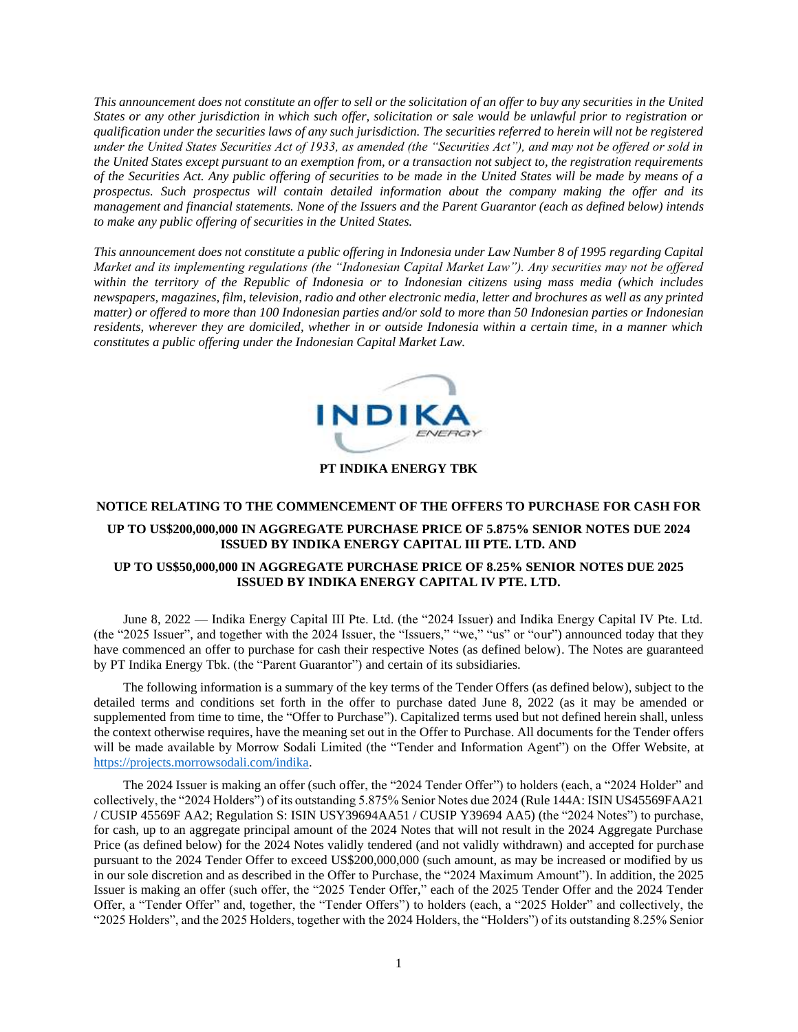*This announcement does not constitute an offer to sell or the solicitation of an offer to buy any securities in the United States or any other jurisdiction in which such offer, solicitation or sale would be unlawful prior to registration or qualification under the securities laws of any such jurisdiction. The securities referred to herein will not be registered under the United States Securities Act of 1933, as amended (the "Securities Act"), and may not be offered or sold in the United States except pursuant to an exemption from, or a transaction not subject to, the registration requirements of the Securities Act. Any public offering of securities to be made in the United States will be made by means of a prospectus. Such prospectus will contain detailed information about the company making the offer and its management and financial statements. None of the Issuers and the Parent Guarantor (each as defined below) intends to make any public offering of securities in the United States.*

*This announcement does not constitute a public offering in Indonesia under Law Number 8 of 1995 regarding Capital Market and its implementing regulations (the "Indonesian Capital Market Law"). Any securities may not be offered within the territory of the Republic of Indonesia or to Indonesian citizens using mass media (which includes newspapers, magazines, film, television, radio and other electronic media, letter and brochures as well as any printed matter) or offered to more than 100 Indonesian parties and/or sold to more than 50 Indonesian parties or Indonesian residents, wherever they are domiciled, whether in or outside Indonesia within a certain time, in a manner which constitutes a public offering under the Indonesian Capital Market Law.*

INDIKA ENERGY

**PT INDIKA ENERGY TBK**

# NOTICE RELATING TO THE COMMENCEMENT OF THE OFFERS TO PURCHASE FOR CASH FOR

## UP TO US$200,000,000 IN AGGREGATE PURCHASE PRICE OF 5.875% SENIOR NOTES DUE 2024 ISSUED BY INDIKA ENERGY CAPITAL III PTE. LTD. AND

## UP TO US$50,000,000 IN AGGREGATE PURCHASE PRICE OF 8.25% SENIOR NOTES DUE 2025 ISSUED BY INDIKA ENERGY CAPITAL IV PTE. LTD.

June 8, 2022 — Indika Energy Capital III Pte. Ltd. (the "2024 Issuer) and Indika Energy Capital IV Pte. Ltd. (the "2025 Issuer", and together with the 2024 Issuer, the "Issuers," "we," "us" or "our") announced today that they have commenced an offer to purchase for cash their respective Notes (as defined below). The Notes are guaranteed by PT Indika Energy Tbk. (the "Parent Guarantor") and certain of its subsidiaries.

The following information is a summary of the key terms of the Tender Offers (as defined below), subject to the detailed terms and conditions set forth in the offer to purchase dated June 8, 2022 (as it may be amended or supplemented from time to time, the "Offer to Purchase"). Capitalized terms used but not defined herein shall, unless the context otherwise requires, have the meaning set out in the Offer to Purchase. All documents for the Tender offers will be made available by Morrow Sodali Limited (the "Tender and Information Agent") on the Offer Website, at https://projects.morrowsodali.com/indika.

The 2024 Issuer is making an offer (such offer, the "2024 Tender Offer") to holders (each, a "2024 Holder" and collectively, the "2024 Holders") of its outstanding 5.875% Senior Notes due 2024 (Rule 144A: ISIN US45569FAA21 / CUSIP 45569F AA2; Regulation S: ISIN USY39694AA51 / CUSIP Y39694 AA5) (the "2024 Notes") to purchase, for cash, up to an aggregate principal amount of the 2024 Notes that will not result in the 2024 Aggregate Purchase Price (as defined below) for the 2024 Notes validly tendered (and not validly withdrawn) and accepted for purchase pursuant to the 2024 Tender Offer to exceed US$200,000,000 (such amount, as may be increased or modified by us in our sole discretion and as described in the Offer to Purchase, the "2024 Maximum Amount"). In addition, the 2025 Issuer is making an offer (such offer, the "2025 Tender Offer," each of the 2025 Tender Offer and the 2024 Tender Offer, a "Tender Offer" and, together, the "Tender Offers") to holders (each, a "2025 Holder" and collectively, the "2025 Holders", and the 2025 Holders, together with the 2024 Holders, the "Holders") of its outstanding 8.25% Senior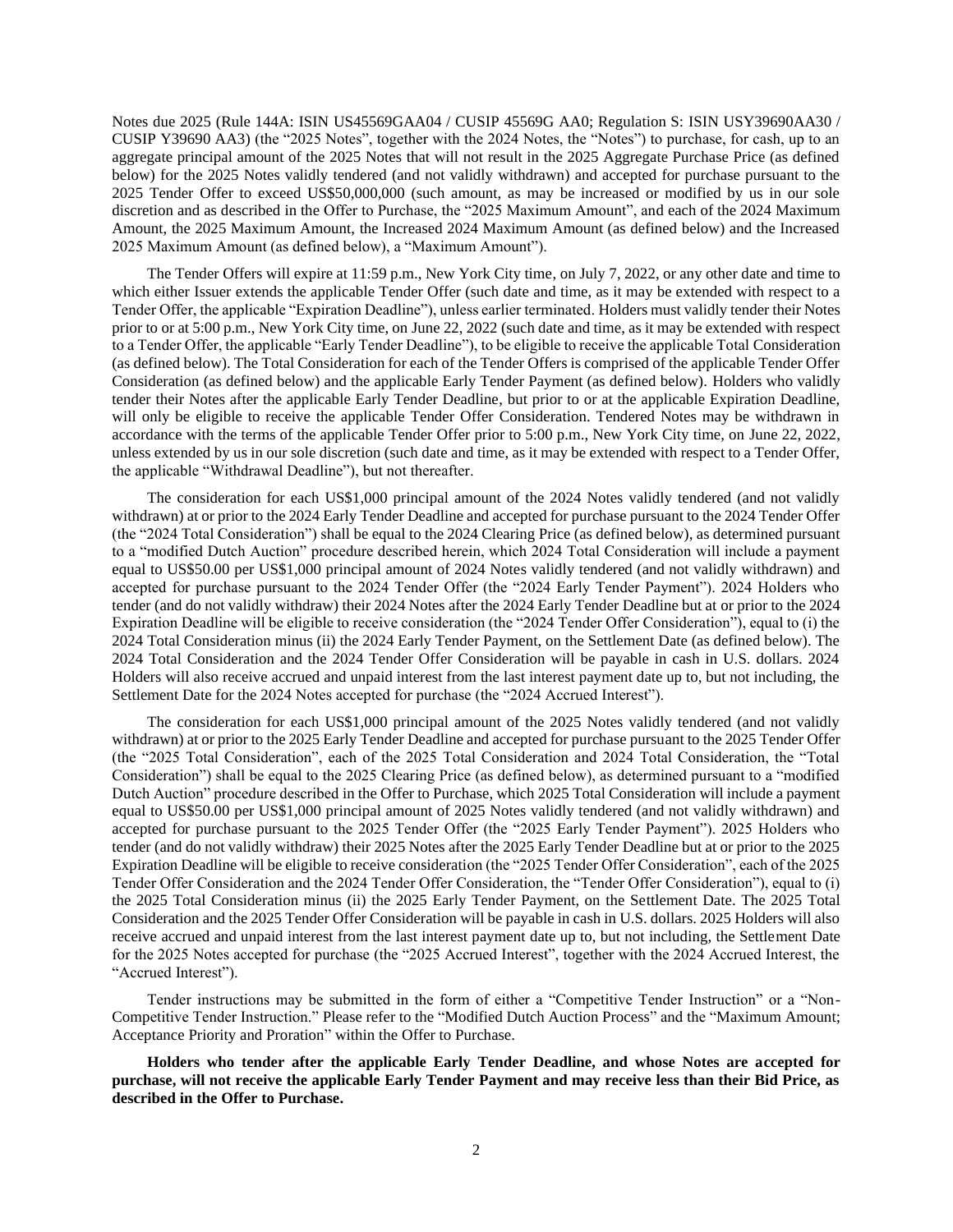Notes due 2025 (Rule 144A: ISIN US45569GAA04 / CUSIP 45569G AA0; Regulation S: ISIN USY39690AA30 / CUSIP Y39690 AA3) (the "2025 Notes", together with the 2024 Notes, the "Notes") to purchase, for cash, up to an aggregate principal amount of the 2025 Notes that will not result in the 2025 Aggregate Purchase Price (as defined below) for the 2025 Notes validly tendered (and not validly withdrawn) and accepted for purchase pursuant to the 2025 Tender Offer to exceed US$50,000,000 (such amount, as may be increased or modified by us in our sole discretion and as described in the Offer to Purchase, the "2025 Maximum Amount", and each of the 2024 Maximum Amount, the 2025 Maximum Amount, the Increased 2024 Maximum Amount (as defined below) and the Increased 2025 Maximum Amount (as defined below), a "Maximum Amount").

The Tender Offers will expire at 11:59 p.m., New York City time, on July 7, 2022, or any other date and time to which either Issuer extends the applicable Tender Offer (such date and time, as it may be extended with respect to a Tender Offer, the applicable "Expiration Deadline"), unless earlier terminated. Holders must validly tender their Notes prior to or at 5:00 p.m., New York City time, on June 22, 2022 (such date and time, as it may be extended with respect to a Tender Offer, the applicable "Early Tender Deadline"), to be eligible to receive the applicable Total Consideration (as defined below). The Total Consideration for each of the Tender Offers is comprised of the applicable Tender Offer Consideration (as defined below) and the applicable Early Tender Payment (as defined below). Holders who validly tender their Notes after the applicable Early Tender Deadline, but prior to or at the applicable Expiration Deadline, will only be eligible to receive the applicable Tender Offer Consideration. Tendered Notes may be withdrawn in accordance with the terms of the applicable Tender Offer prior to 5:00 p.m., New York City time, on June 22, 2022, unless extended by us in our sole discretion (such date and time, as it may be extended with respect to a Tender Offer, the applicable "Withdrawal Deadline"), but not thereafter.

The consideration for each US$1,000 principal amount of the 2024 Notes validly tendered (and not validly withdrawn) at or prior to the 2024 Early Tender Deadline and accepted for purchase pursuant to the 2024 Tender Offer (the "2024 Total Consideration") shall be equal to the 2024 Clearing Price (as defined below), as determined pursuant to a "modified Dutch Auction" procedure described herein, which 2024 Total Consideration will include a payment equal to US$50.00 per US$1,000 principal amount of 2024 Notes validly tendered (and not validly withdrawn) and accepted for purchase pursuant to the 2024 Tender Offer (the "2024 Early Tender Payment"). 2024 Holders who tender (and do not validly withdraw) their 2024 Notes after the 2024 Early Tender Deadline but at or prior to the 2024 Expiration Deadline will be eligible to receive consideration (the "2024 Tender Offer Consideration"), equal to (i) the 2024 Total Consideration minus (ii) the 2024 Early Tender Payment, on the Settlement Date (as defined below). The 2024 Total Consideration and the 2024 Tender Offer Consideration will be payable in cash in U.S. dollars. 2024 Holders will also receive accrued and unpaid interest from the last interest payment date up to, but not including, the Settlement Date for the 2024 Notes accepted for purchase (the "2024 Accrued Interest").

The consideration for each US$1,000 principal amount of the 2025 Notes validly tendered (and not validly withdrawn) at or prior to the 2025 Early Tender Deadline and accepted for purchase pursuant to the 2025 Tender Offer (the "2025 Total Consideration", each of the 2025 Total Consideration and 2024 Total Consideration, the "Total Consideration") shall be equal to the 2025 Clearing Price (as defined below), as determined pursuant to a "modified Dutch Auction" procedure described in the Offer to Purchase, which 2025 Total Consideration will include a payment equal to US$50.00 per US$1,000 principal amount of 2025 Notes validly tendered (and not validly withdrawn) and accepted for purchase pursuant to the 2025 Tender Offer (the "2025 Early Tender Payment"). 2025 Holders who tender (and do not validly withdraw) their 2025 Notes after the 2025 Early Tender Deadline but at or prior to the 2025 Expiration Deadline will be eligible to receive consideration (the "2025 Tender Offer Consideration", each of the 2025 Tender Offer Consideration and the 2024 Tender Offer Consideration, the "Tender Offer Consideration"), equal to (i) the 2025 Total Consideration minus (ii) the 2025 Early Tender Payment, on the Settlement Date. The 2025 Total Consideration and the 2025 Tender Offer Consideration will be payable in cash in U.S. dollars. 2025 Holders will also receive accrued and unpaid interest from the last interest payment date up to, but not including, the Settlement Date for the 2025 Notes accepted for purchase (the "2025 Accrued Interest", together with the 2024 Accrued Interest, the "Accrued Interest").

Tender instructions may be submitted in the form of either a "Competitive Tender Instruction" or a "Non-Competitive Tender Instruction." Please refer to the "Modified Dutch Auction Process" and the "Maximum Amount; Acceptance Priority and Proration" within the Offer to Purchase.

**Holders who tender after the applicable Early Tender Deadline, and whose Notes are accepted for purchase, will not receive the applicable Early Tender Payment and may receive less than their Bid Price, as described in the Offer to Purchase.**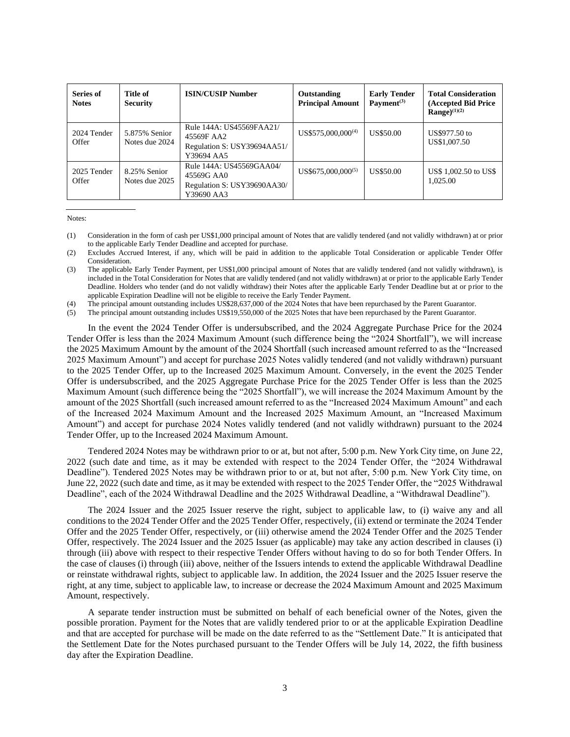| Series of Notes | Title of Security | ISIN/CUSIP Number | Outstanding Principal Amount | Early Tender Payment[3] | Total Consideration (Accepted Bid Price Range)[1][2] |
|---|---|---|---|---|---|
| 2024 Tender Offer | 5.875% Senior Notes due 2024 | Rule 144A: US45569FAA21/ 45569F AA2 Regulation S: USY39694AA51/ Y39694 AA5 | US$575,000,000[4] | US$50.00 | US$977.50 to US$1,007.50 |
| 2025 Tender Offer | 8.25% Senior Notes due 2025 | Rule 144A: US45569GAA04/ 45569G AA0 Regulation S: USY39690AA30/ Y39690 AA3 | US$675,000,000[5] | US$50.00 | US$ 1,002.50 to US$ 1,025.00 |

Notes:

(1) Consideration in the form of cash per US$1,000 principal amount of Notes that are validly tendered (and not validly withdrawn) at or prior to the applicable Early Tender Deadline and accepted for purchase.

(2) Excludes Accrued Interest, if any, which will be paid in addition to the applicable Total Consideration or applicable Tender Offer Consideration.

(3) The applicable Early Tender Payment, per US$1,000 principal amount of Notes that are validly tendered (and not validly withdrawn), is included in the Total Consideration for Notes that are validly tendered (and not validly withdrawn) at or prior to the applicable Early Tender Deadline. Holders who tender (and do not validly withdraw) their Notes after the applicable Early Tender Deadline but at or prior to the applicable Expiration Deadline will not be eligible to receive the Early Tender Payment.

(4) The principal amount outstanding includes US$28,637,000 of the 2024 Notes that have been repurchased by the Parent Guarantor.

(5) The principal amount outstanding includes US$19,550,000 of the 2025 Notes that have been repurchased by the Parent Guarantor.

In the event the 2024 Tender Offer is undersubscribed, and the 2024 Aggregate Purchase Price for the 2024 Tender Offer is less than the 2024 Maximum Amount (such difference being the "2024 Shortfall"), we will increase the 2025 Maximum Amount by the amount of the 2024 Shortfall (such increased amount referred to as the "Increased 2025 Maximum Amount") and accept for purchase 2025 Notes validly tendered (and not validly withdrawn) pursuant to the 2025 Tender Offer, up to the Increased 2025 Maximum Amount. Conversely, in the event the 2025 Tender Offer is undersubscribed, and the 2025 Aggregate Purchase Price for the 2025 Tender Offer is less than the 2025 Maximum Amount (such difference being the "2025 Shortfall"), we will increase the 2024 Maximum Amount by the amount of the 2025 Shortfall (such increased amount referred to as the "Increased 2024 Maximum Amount" and each of the Increased 2024 Maximum Amount and the Increased 2025 Maximum Amount, an "Increased Maximum Amount") and accept for purchase 2024 Notes validly tendered (and not validly withdrawn) pursuant to the 2024 Tender Offer, up to the Increased 2024 Maximum Amount.

Tendered 2024 Notes may be withdrawn prior to or at, but not after, 5:00 p.m. New York City time, on June 22, 2022 (such date and time, as it may be extended with respect to the 2024 Tender Offer, the "2024 Withdrawal Deadline"). Tendered 2025 Notes may be withdrawn prior to or at, but not after, 5:00 p.m. New York City time, on June 22, 2022 (such date and time, as it may be extended with respect to the 2025 Tender Offer, the "2025 Withdrawal Deadline", each of the 2024 Withdrawal Deadline and the 2025 Withdrawal Deadline, a "Withdrawal Deadline").

The 2024 Issuer and the 2025 Issuer reserve the right, subject to applicable law, to (i) waive any and all conditions to the 2024 Tender Offer and the 2025 Tender Offer, respectively, (ii) extend or terminate the 2024 Tender Offer and the 2025 Tender Offer, respectively, or (iii) otherwise amend the 2024 Tender Offer and the 2025 Tender Offer, respectively. The 2024 Issuer and the 2025 Issuer (as applicable) may take any action described in clauses (i) through (iii) above with respect to their respective Tender Offers without having to do so for both Tender Offers. In the case of clauses (i) through (iii) above, neither of the Issuers intends to extend the applicable Withdrawal Deadline or reinstate withdrawal rights, subject to applicable law. In addition, the 2024 Issuer and the 2025 Issuer reserve the right, at any time, subject to applicable law, to increase or decrease the 2024 Maximum Amount and 2025 Maximum Amount, respectively.

A separate tender instruction must be submitted on behalf of each beneficial owner of the Notes, given the possible proration. Payment for the Notes that are validly tendered prior to or at the applicable Expiration Deadline and that are accepted for purchase will be made on the date referred to as the "Settlement Date." It is anticipated that the Settlement Date for the Notes purchased pursuant to the Tender Offers will be July 14, 2022, the fifth business day after the Expiration Deadline.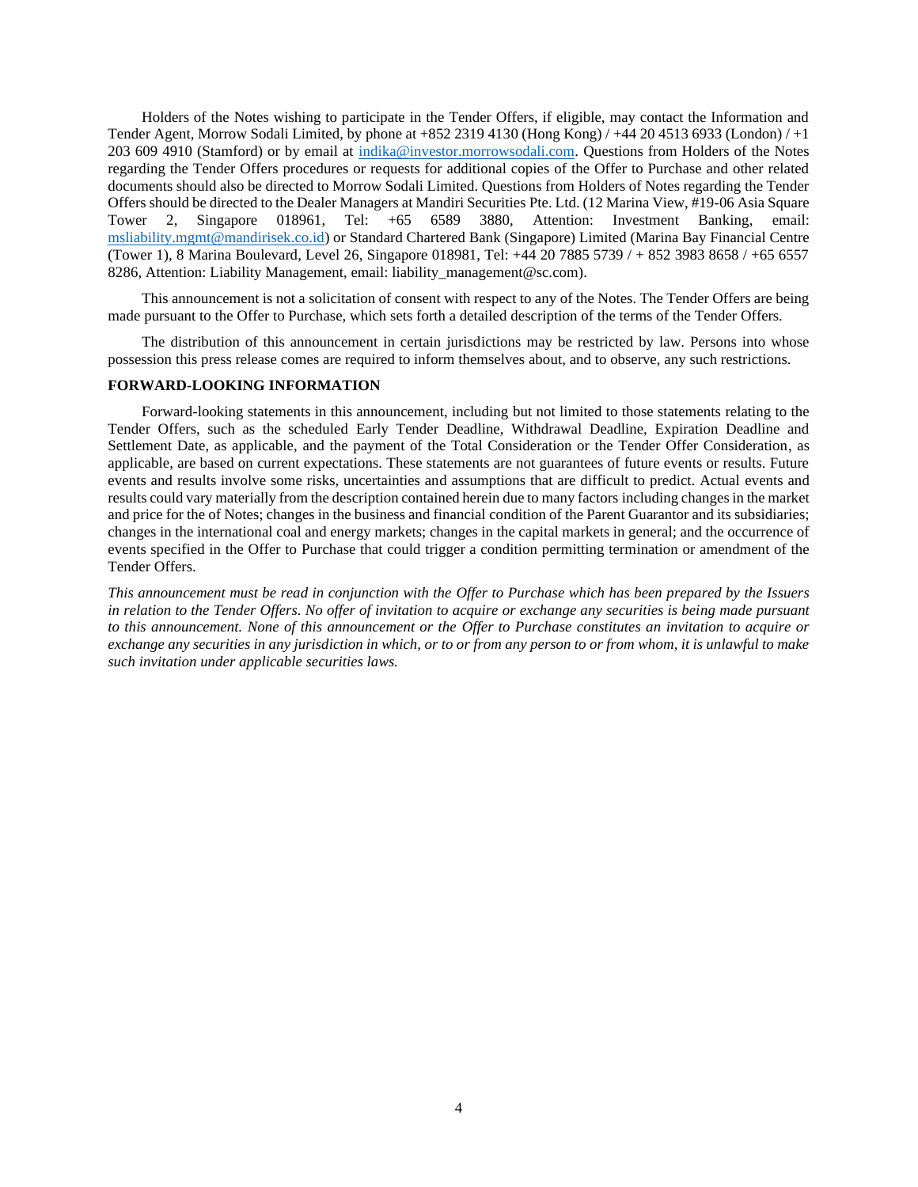Holders of the Notes wishing to participate in the Tender Offers, if eligible, may contact the Information and Tender Agent, Morrow Sodali Limited, by phone at +852 2319 4130 (Hong Kong) / +44 20 4513 6933 (London) / +1 203 609 4910 (Stamford) or by email at indika@investor.morrowsodali.com. Questions from Holders of the Notes regarding the Tender Offers procedures or requests for additional copies of the Offer to Purchase and other related documents should also be directed to Morrow Sodali Limited. Questions from Holders of Notes regarding the Tender Offers should be directed to the Dealer Managers at Mandiri Securities Pte. Ltd. (12 Marina View, #19-06 Asia Square Tower 2, Singapore 018961, Tel: +65 6589 3880, Attention: Investment Banking, email: msliability.mgmt@mandirisek.co.id) or Standard Chartered Bank (Singapore) Limited (Marina Bay Financial Centre (Tower 1), 8 Marina Boulevard, Level 26, Singapore 018981, Tel: +44 20 7885 5739 / + 852 3983 8658 / +65 6557 8286, Attention: Liability Management, email: liability_management@sc.com).

This announcement is not a solicitation of consent with respect to any of the Notes. The Tender Offers are being made pursuant to the Offer to Purchase, which sets forth a detailed description of the terms of the Tender Offers.

The distribution of this announcement in certain jurisdictions may be restricted by law. Persons into whose possession this press release comes are required to inform themselves about, and to observe, any such restrictions.

**FORWARD-LOOKING INFORMATION**

Forward-looking statements in this announcement, including but not limited to those statements relating to the Tender Offers, such as the scheduled Early Tender Deadline, Withdrawal Deadline, Expiration Deadline and Settlement Date, as applicable, and the payment of the Total Consideration or the Tender Offer Consideration, as applicable, are based on current expectations. These statements are not guarantees of future events or results. Future events and results involve some risks, uncertainties and assumptions that are difficult to predict. Actual events and results could vary materially from the description contained herein due to many factors including changes in the market and price for the of Notes; changes in the business and financial condition of the Parent Guarantor and its subsidiaries; changes in the international coal and energy markets; changes in the capital markets in general; and the occurrence of events specified in the Offer to Purchase that could trigger a condition permitting termination or amendment of the Tender Offers.

*This announcement must be read in conjunction with the Offer to Purchase which has been prepared by the Issuers in relation to the Tender Offers. No offer of invitation to acquire or exchange any securities is being made pursuant to this announcement. None of this announcement or the Offer to Purchase constitutes an invitation to acquire or exchange any securities in any jurisdiction in which, or to or from any person to or from whom, it is unlawful to make such invitation under applicable securities laws.*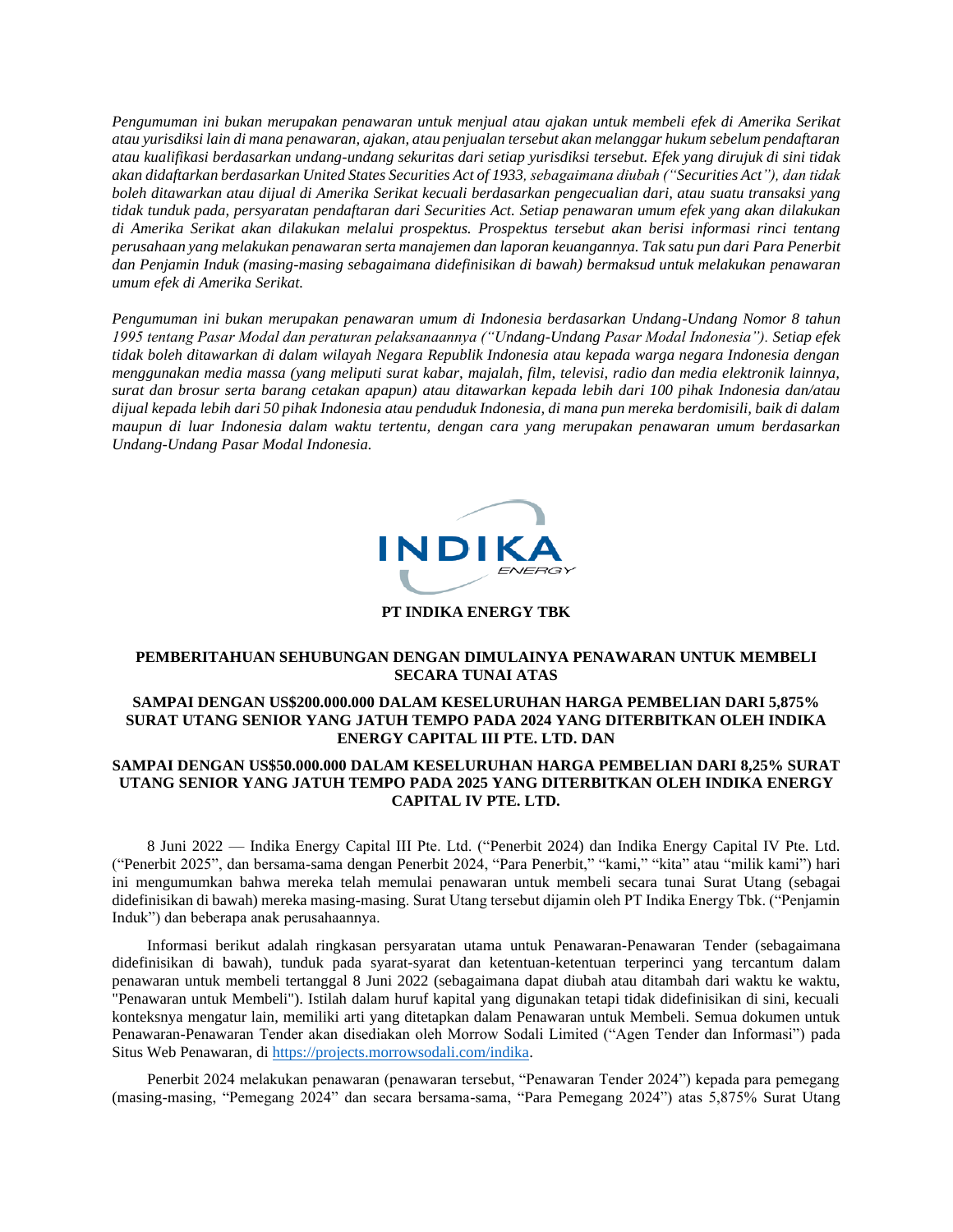*Pengumuman ini bukan merupakan penawaran untuk menjual atau ajakan untuk membeli efek di Amerika Serikat atau yurisdiksi lain di mana penawaran, ajakan, atau penjualan tersebut akan melanggar hukum sebelum pendaftaran atau kualifikasi berdasarkan undang-undang sekuritas dari setiap yurisdiksi tersebut. Efek yang dirujuk di sini tidak akan didaftarkan berdasarkan United States Securities Act of 1933, sebagaimana diubah ("Securities Act"), dan tidak boleh ditawarkan atau dijual di Amerika Serikat kecuali berdasarkan pengecualian dari, atau suatu transaksi yang tidak tunduk pada, persyaratan pendaftaran dari Securities Act. Setiap penawaran umum efek yang akan dilakukan di Amerika Serikat akan dilakukan melalui prospektus. Prospektus tersebut akan berisi informasi rinci tentang perusahaan yang melakukan penawaran serta manajemen dan laporan keuangannya. Tak satu pun dari Para Penerbit dan Penjamin Induk (masing-masing sebagaimana didefinisikan di bawah) bermaksud untuk melakukan penawaran umum efek di Amerika Serikat.*

*Pengumuman ini bukan merupakan penawaran umum di Indonesia berdasarkan Undang-Undang Nomor 8 tahun 1995 tentang Pasar Modal dan peraturan pelaksanaannya ("Undang-Undang Pasar Modal Indonesia"). Setiap efek tidak boleh ditawarkan di dalam wilayah Negara Republik Indonesia atau kepada warga negara Indonesia dengan menggunakan media massa (yang meliputi surat kabar, majalah, film, televisi, radio dan media elektronik lainnya, surat dan brosur serta barang cetakan apapun) atau ditawarkan kepada lebih dari 100 pihak Indonesia dan/atau dijual kepada lebih dari 50 pihak Indonesia atau penduduk Indonesia, di mana pun mereka berdomisili, baik di dalam maupun di luar Indonesia dalam waktu tertentu, dengan cara yang merupakan penawaran umum berdasarkan Undang-Undang Pasar Modal Indonesia.*

INDIKA ENERGY

**PT INDIKA ENERGY TBK**

**PEMBERITAHUAN SEHUBUNGAN DENGAN DIMULAINYA PENAWARAN UNTUK MEMBELI SECARA TUNAI ATAS**

**SAMPAI DENGAN US$200.000.000 DALAM KESELURUHAN HARGA PEMBELIAN DARI 5,875% SURAT UTANG SENIOR YANG JATUH TEMPO PADA 2024 YANG DITERBITKAN OLEH INDIKA ENERGY CAPITAL III PTE. LTD. DAN**

**SAMPAI DENGAN US$50.000.000 DALAM KESELURUHAN HARGA PEMBELIAN DARI 8,25% SURAT UTANG SENIOR YANG JATUH TEMPO PADA 2025 YANG DITERBITKAN OLEH INDIKA ENERGY CAPITAL IV PTE. LTD.**

8 Juni 2022 — Indika Energy Capital III Pte. Ltd. ("Penerbit 2024) dan Indika Energy Capital IV Pte. Ltd. ("Penerbit 2025", dan bersama-sama dengan Penerbit 2024, "Para Penerbit," "kami," "kita" atau "milik kami") hari ini mengumumkan bahwa mereka telah memulai penawaran untuk membeli secara tunai Surat Utang (sebagai didefinisikan di bawah) mereka masing-masing. Surat Utang tersebut dijamin oleh PT Indika Energy Tbk. ("Penjamin Induk") dan beberapa anak perusahaannya.

Informasi berikut adalah ringkasan persyaratan utama untuk Penawaran-Penawaran Tender (sebagaimana didefinisikan di bawah), tunduk pada syarat-syarat dan ketentuan-ketentuan terperinci yang tercantum dalam penawaran untuk membeli tertanggal 8 Juni 2022 (sebagaimana dapat diubah atau ditambah dari waktu ke waktu, "Penawaran untuk Membeli"). Istilah dalam huruf kapital yang digunakan tetapi tidak didefinisikan di sini, kecuali konteksnya mengatur lain, memiliki arti yang ditetapkan dalam Penawaran untuk Membeli. Semua dokumen untuk Penawaran-Penawaran Tender akan disediakan oleh Morrow Sodali Limited ("Agen Tender dan Informasi") pada Situs Web Penawaran, di https://projects.morrowsodali.com/indika.

Penerbit 2024 melakukan penawaran (penawaran tersebut, "Penawaran Tender 2024") kepada para pemegang (masing-masing, "Pemegang 2024" dan secara bersama-sama, "Para Pemegang 2024") atas 5,875% Surat Utang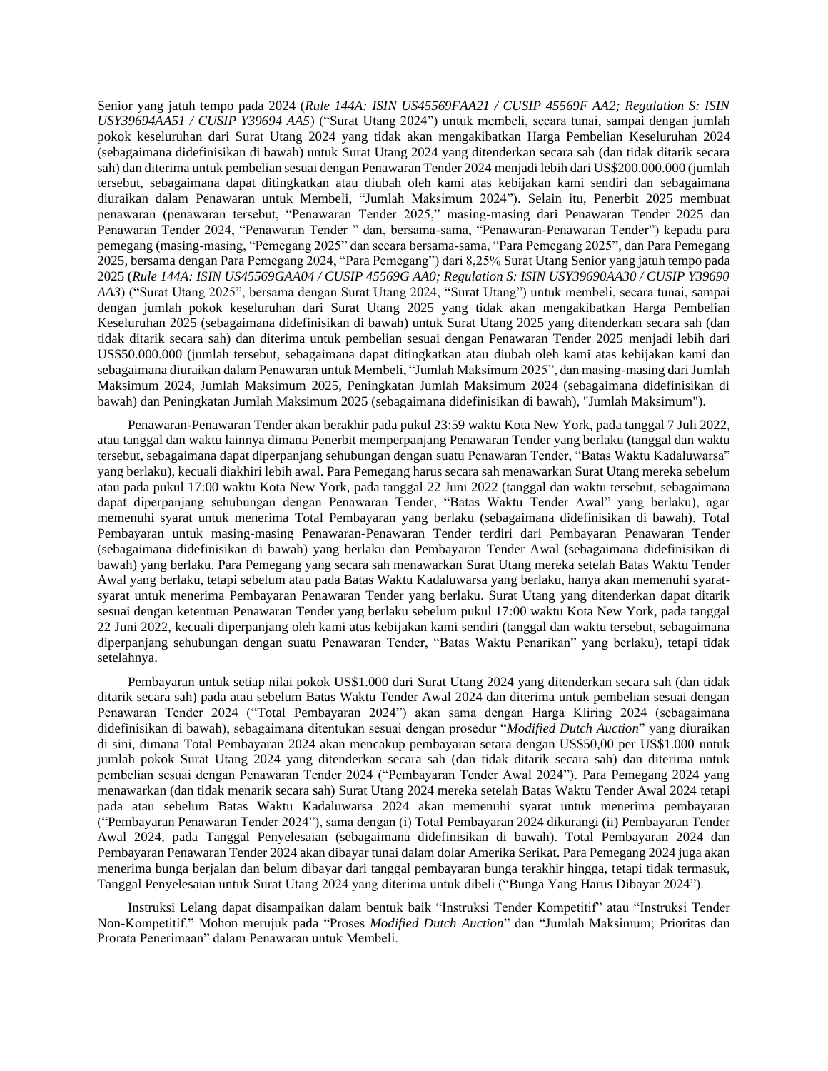Senior yang jatuh tempo pada 2024 (*Rule 144A: ISIN US45569FAA21 / CUSIP 45569F AA2; Regulation S: ISIN USY39694AA51 / CUSIP Y39694 AA5*) ("Surat Utang 2024") untuk membeli, secara tunai, sampai dengan jumlah pokok keseluruhan dari Surat Utang 2024 yang tidak akan mengakibatkan Harga Pembelian Keseluruhan 2024 (sebagaimana didefinisikan di bawah) untuk Surat Utang 2024 yang ditenderkan secara sah (dan tidak ditarik secara sah) dan diterima untuk pembelian sesuai dengan Penawaran Tender 2024 menjadi lebih dari US$200.000.000 (jumlah tersebut, sebagaimana dapat ditingkatkan atau diubah oleh kami atas kebijakan kami sendiri dan sebagaimana diuraikan dalam Penawaran untuk Membeli, "Jumlah Maksimum 2024"). Selain itu, Penerbit 2025 membuat penawaran (penawaran tersebut, "Penawaran Tender 2025," masing-masing dari Penawaran Tender 2025 dan Penawaran Tender 2024, "Penawaran Tender " dan, bersama-sama, "Penawaran-Penawaran Tender") kepada para pemegang (masing-masing, "Pemegang 2025" dan secara bersama-sama, "Para Pemegang 2025", dan Para Pemegang 2025, bersama dengan Para Pemegang 2024, "Para Pemegang") dari 8,25% Surat Utang Senior yang jatuh tempo pada 2025 (*Rule 144A: ISIN US45569GAA04 / CUSIP 45569G AA0; Regulation S: ISIN USY39690AA30 / CUSIP Y39690 AA3*) ("Surat Utang 2025", bersama dengan Surat Utang 2024, "Surat Utang") untuk membeli, secara tunai, sampai dengan jumlah pokok keseluruhan dari Surat Utang 2025 yang tidak akan mengakibatkan Harga Pembelian Keseluruhan 2025 (sebagaimana didefinisikan di bawah) untuk Surat Utang 2025 yang ditenderkan secara sah (dan tidak ditarik secara sah) dan diterima untuk pembelian sesuai dengan Penawaran Tender 2025 menjadi lebih dari US$50.000.000 (jumlah tersebut, sebagaimana dapat ditingkatkan atau diubah oleh kami atas kebijakan kami dan sebagaimana diuraikan dalam Penawaran untuk Membeli, "Jumlah Maksimum 2025", dan masing-masing dari Jumlah Maksimum 2024, Jumlah Maksimum 2025, Peningkatan Jumlah Maksimum 2024 (sebagaimana didefinisikan di bawah) dan Peningkatan Jumlah Maksimum 2025 (sebagaimana didefinisikan di bawah), "Jumlah Maksimum").

Penawaran-Penawaran Tender akan berakhir pada pukul 23:59 waktu Kota New York, pada tanggal 7 Juli 2022, atau tanggal dan waktu lainnya dimana Penerbit memperpanjang Penawaran Tender yang berlaku (tanggal dan waktu tersebut, sebagaimana dapat diperpanjang sehubungan dengan suatu Penawaran Tender, "Batas Waktu Kadaluwarsa" yang berlaku), kecuali diakhiri lebih awal. Para Pemegang harus secara sah menawarkan Surat Utang mereka sebelum atau pada pukul 17:00 waktu Kota New York, pada tanggal 22 Juni 2022 (tanggal dan waktu tersebut, sebagaimana dapat diperpanjang sehubungan dengan Penawaran Tender, "Batas Waktu Tender Awal" yang berlaku), agar memenuhi syarat untuk menerima Total Pembayaran yang berlaku (sebagaimana didefinisikan di bawah). Total Pembayaran untuk masing-masing Penawaran-Penawaran Tender terdiri dari Pembayaran Penawaran Tender (sebagaimana didefinisikan di bawah) yang berlaku dan Pembayaran Tender Awal (sebagaimana didefinisikan di bawah) yang berlaku. Para Pemegang yang secara sah menawarkan Surat Utang mereka setelah Batas Waktu Tender Awal yang berlaku, tetapi sebelum atau pada Batas Waktu Kadaluwarsa yang berlaku, hanya akan memenuhi syarat-syarat untuk menerima Pembayaran Penawaran Tender yang berlaku. Surat Utang yang ditenderkan dapat ditarik sesuai dengan ketentuan Penawaran Tender yang berlaku sebelum pukul 17:00 waktu Kota New York, pada tanggal 22 Juni 2022, kecuali diperpanjang oleh kami atas kebijakan kami sendiri (tanggal dan waktu tersebut, sebagaimana diperpanjang sehubungan dengan suatu Penawaran Tender, "Batas Waktu Penarikan" yang berlaku), tetapi tidak setelahnya.

Pembayaran untuk setiap nilai pokok US$1.000 dari Surat Utang 2024 yang ditenderkan secara sah (dan tidak ditarik secara sah) pada atau sebelum Batas Waktu Tender Awal 2024 dan diterima untuk pembelian sesuai dengan Penawaran Tender 2024 ("Total Pembayaran 2024") akan sama dengan Harga Kliring 2024 (sebagaimana didefinisikan di bawah), sebagaimana ditentukan sesuai dengan prosedur "*Modified Dutch Auction*" yang diuraikan di sini, dimana Total Pembayaran 2024 akan mencakup pembayaran setara dengan US$50,00 per US$1.000 untuk jumlah pokok Surat Utang 2024 yang ditenderkan secara sah (dan tidak ditarik secara sah) dan diterima untuk pembelian sesuai dengan Penawaran Tender 2024 ("Pembayaran Tender Awal 2024"). Para Pemegang 2024 yang menawarkan (dan tidak menarik secara sah) Surat Utang 2024 mereka setelah Batas Waktu Tender Awal 2024 tetapi pada atau sebelum Batas Waktu Kadaluwarsa 2024 akan memenuhi syarat untuk menerima pembayaran ("Pembayaran Penawaran Tender 2024"), sama dengan (i) Total Pembayaran 2024 dikurangi (ii) Pembayaran Tender Awal 2024, pada Tanggal Penyelesaian (sebagaimana didefinisikan di bawah). Total Pembayaran 2024 dan Pembayaran Penawaran Tender 2024 akan dibayar tunai dalam dolar Amerika Serikat. Para Pemegang 2024 juga akan menerima bunga berjalan dan belum dibayar dari tanggal pembayaran bunga terakhir hingga, tetapi tidak termasuk, Tanggal Penyelesaian untuk Surat Utang 2024 yang diterima untuk dibeli ("Bunga Yang Harus Dibayar 2024").

Instruksi Lelang dapat disampaikan dalam bentuk baik "Instruksi Tender Kompetitif" atau "Instruksi Tender Non-Kompetitif." Mohon merujuk pada "Proses *Modified Dutch Auction*" dan "Jumlah Maksimum; Prioritas dan Prorata Penerimaan" dalam Penawaran untuk Membeli.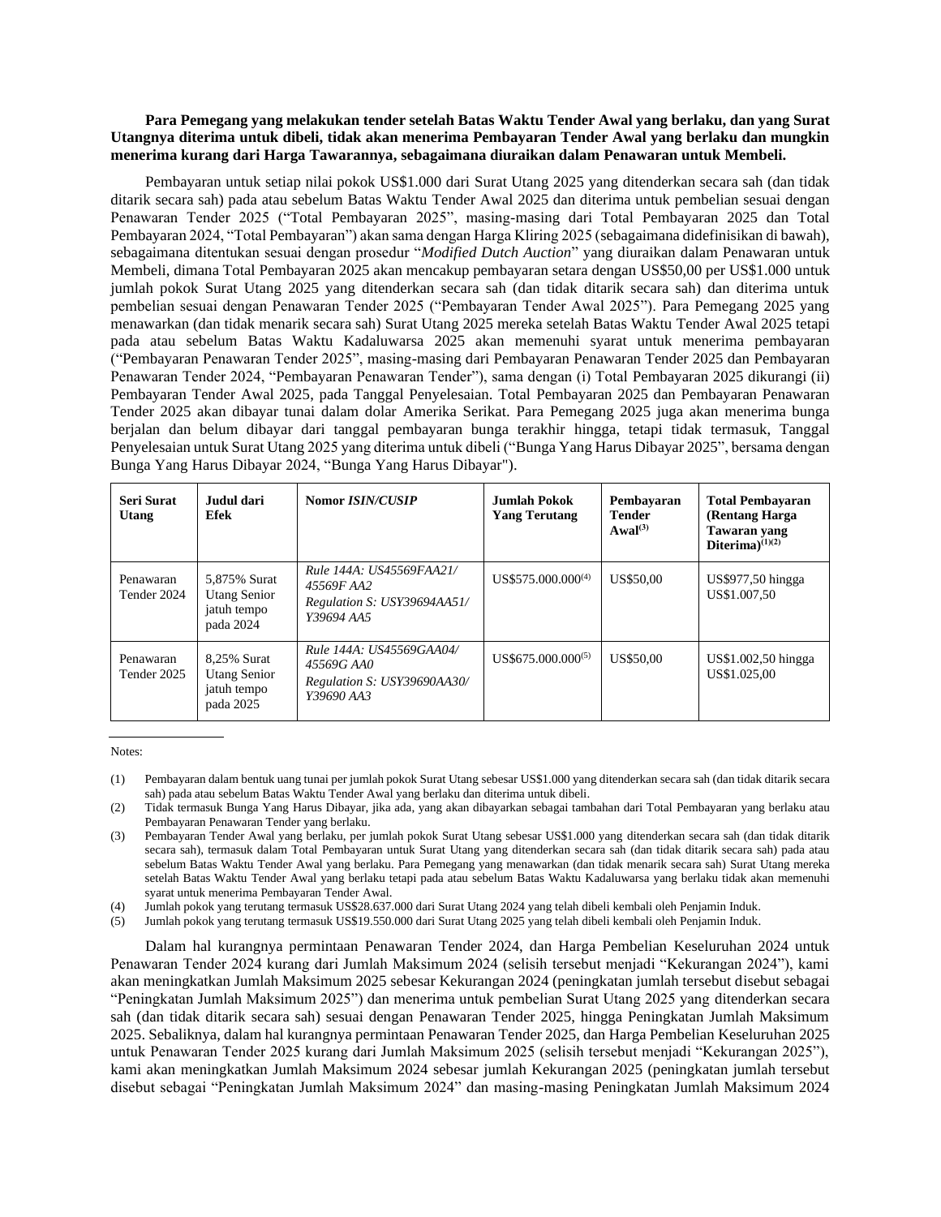**Para Pemegang yang melakukan tender setelah Batas Waktu Tender Awal yang berlaku, dan yang Surat Utangnya diterima untuk dibeli, tidak akan menerima Pembayaran Tender Awal yang berlaku dan mungkin menerima kurang dari Harga Tawarannya, sebagaimana diuraikan dalam Penawaran untuk Membeli.**

Pembayaran untuk setiap nilai pokok US$1.000 dari Surat Utang 2025 yang ditenderkan secara sah (dan tidak ditarik secara sah) pada atau sebelum Batas Waktu Tender Awal 2025 dan diterima untuk pembelian sesuai dengan Penawaran Tender 2025 ("Total Pembayaran 2025", masing-masing dari Total Pembayaran 2025 dan Total Pembayaran 2024, "Total Pembayaran") akan sama dengan Harga Kliring 2025 (sebagaimana didefinisikan di bawah), sebagaimana ditentukan sesuai dengan prosedur "*Modified Dutch Auction*" yang diuraikan dalam Penawaran untuk Membeli, dimana Total Pembayaran 2025 akan mencakup pembayaran setara dengan US$50,00 per US$1.000 untuk jumlah pokok Surat Utang 2025 yang ditenderkan secara sah (dan tidak ditarik secara sah) dan diterima untuk pembelian sesuai dengan Penawaran Tender 2025 ("Pembayaran Tender Awal 2025"). Para Pemegang 2025 yang menawarkan (dan tidak menarik secara sah) Surat Utang 2025 mereka setelah Batas Waktu Tender Awal 2025 tetapi pada atau sebelum Batas Waktu Kadaluwarsa 2025 akan memenuhi syarat untuk menerima pembayaran ("Pembayaran Penawaran Tender 2025", masing-masing dari Pembayaran Penawaran Tender 2025 dan Pembayaran Penawaran Tender 2024, "Pembayaran Penawaran Tender"), sama dengan (i) Total Pembayaran 2025 dikurangi (ii) Pembayaran Tender Awal 2025, pada Tanggal Penyelesaian. Total Pembayaran 2025 dan Pembayaran Penawaran Tender 2025 akan dibayar tunai dalam dolar Amerika Serikat. Para Pemegang 2025 juga akan menerima bunga berjalan dan belum dibayar dari tanggal pembayaran bunga terakhir hingga, tetapi tidak termasuk, Tanggal Penyelesaian untuk Surat Utang 2025 yang diterima untuk dibeli ("Bunga Yang Harus Dibayar 2025", bersama dengan Bunga Yang Harus Dibayar 2024, "Bunga Yang Harus Dibayar").

| **Seri Surat Utang** | **Judul dari Efek** | **Nomor *ISIN/CUSIP*** | **Jumlah Pokok Yang Terutang** | **Pembayaran Tender Awal[3]** | **Total Pembayaran (Rentang Harga Tawaran yang Diterima)[1][2]** |
|---|---|---|---|---|---|
| Penawaran Tender 2024 | 5,875% Surat Utang Senior jatuh tempo pada 2024 | *Rule 144A: US45569FAA21/ 45569F AA2* *Regulation S: USY39694AA51/ Y39694 AA5* | US$575.000.000[4] | US$50,00 | US$977,50 hingga US$1.007,50 |
| Penawaran Tender 2025 | 8,25% Surat Utang Senior jatuh tempo pada 2025 | *Rule 144A: US45569GAA04/ 45569G AA0* *Regulation S: USY39690AA30/ Y39690 AA3* | US$675.000.000[5] | US$50,00 | US$1.002,50 hingga US$1.025,00 |

Notes:

(1) Pembayaran dalam bentuk uang tunai per jumlah pokok Surat Utang sebesar US$1.000 yang ditenderkan secara sah (dan tidak ditarik secara sah) pada atau sebelum Batas Waktu Tender Awal yang berlaku dan diterima untuk dibeli.

(2) Tidak termasuk Bunga Yang Harus Dibayar, jika ada, yang akan dibayarkan sebagai tambahan dari Total Pembayaran yang berlaku atau Pembayaran Penawaran Tender yang berlaku.

(3) Pembayaran Tender Awal yang berlaku, per jumlah pokok Surat Utang sebesar US$1.000 yang ditenderkan secara sah (dan tidak ditarik secara sah), termasuk dalam Total Pembayaran untuk Surat Utang yang ditenderkan secara sah (dan tidak ditarik secara sah) pada atau sebelum Batas Waktu Tender Awal yang berlaku. Para Pemegang yang menawarkan (dan tidak menarik secara sah) Surat Utang mereka setelah Batas Waktu Tender Awal yang berlaku tetapi pada atau sebelum Batas Waktu Kadaluwarsa yang berlaku tidak akan memenuhi syarat untuk menerima Pembayaran Tender Awal.

(4) Jumlah pokok yang terutang termasuk US$28.637.000 dari Surat Utang 2024 yang telah dibeli kembali oleh Penjamin Induk.

(5) Jumlah pokok yang terutang termasuk US$19.550.000 dari Surat Utang 2025 yang telah dibeli kembali oleh Penjamin Induk.

Dalam hal kurangnya permintaan Penawaran Tender 2024, dan Harga Pembelian Keseluruhan 2024 untuk Penawaran Tender 2024 kurang dari Jumlah Maksimum 2024 (selisih tersebut menjadi "Kekurangan 2024"), kami akan meningkatkan Jumlah Maksimum 2025 sebesar Kekurangan 2024 (peningkatan jumlah tersebut disebut sebagai "Peningkatan Jumlah Maksimum 2025") dan menerima untuk pembelian Surat Utang 2025 yang ditenderkan secara sah (dan tidak ditarik secara sah) sesuai dengan Penawaran Tender 2025, hingga Peningkatan Jumlah Maksimum 2025. Sebaliknya, dalam hal kurangnya permintaan Penawaran Tender 2025, dan Harga Pembelian Keseluruhan 2025 untuk Penawaran Tender 2025 kurang dari Jumlah Maksimum 2025 (selisih tersebut menjadi "Kekurangan 2025"), kami akan meningkatkan Jumlah Maksimum 2024 sebesar jumlah Kekurangan 2025 (peningkatan jumlah tersebut disebut sebagai "Peningkatan Jumlah Maksimum 2024" dan masing-masing Peningkatan Jumlah Maksimum 2024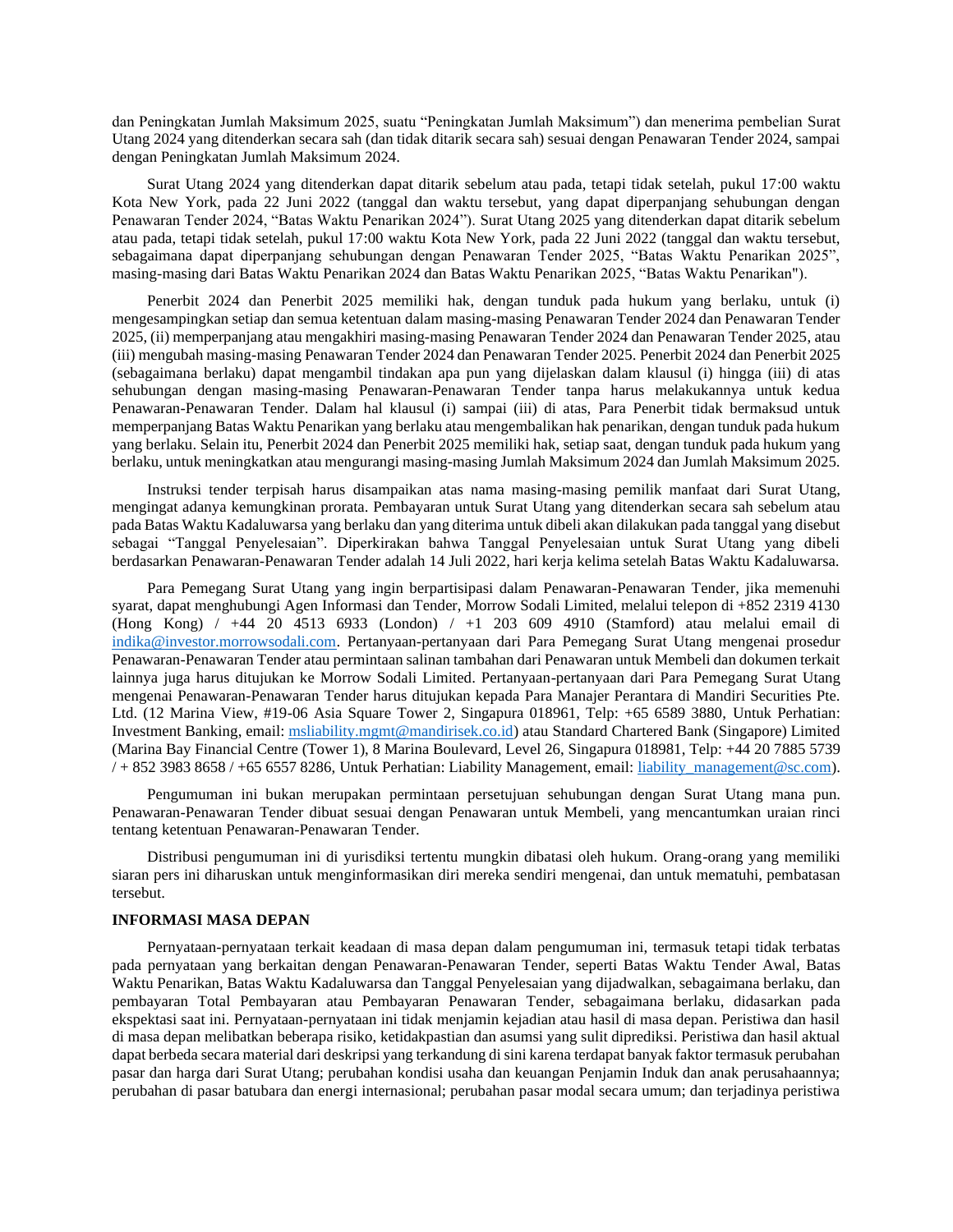dan Peningkatan Jumlah Maksimum 2025, suatu "Peningkatan Jumlah Maksimum") dan menerima pembelian Surat Utang 2024 yang ditenderkan secara sah (dan tidak ditarik secara sah) sesuai dengan Penawaran Tender 2024, sampai dengan Peningkatan Jumlah Maksimum 2024.

Surat Utang 2024 yang ditenderkan dapat ditarik sebelum atau pada, tetapi tidak setelah, pukul 17:00 waktu Kota New York, pada 22 Juni 2022 (tanggal dan waktu tersebut, yang dapat diperpanjang sehubungan dengan Penawaran Tender 2024, "Batas Waktu Penarikan 2024"). Surat Utang 2025 yang ditenderkan dapat ditarik sebelum atau pada, tetapi tidak setelah, pukul 17:00 waktu Kota New York, pada 22 Juni 2022 (tanggal dan waktu tersebut, sebagaimana dapat diperpanjang sehubungan dengan Penawaran Tender 2025, "Batas Waktu Penarikan 2025", masing-masing dari Batas Waktu Penarikan 2024 dan Batas Waktu Penarikan 2025, "Batas Waktu Penarikan").

Penerbit 2024 dan Penerbit 2025 memiliki hak, dengan tunduk pada hukum yang berlaku, untuk (i) mengesampingkan setiap dan semua ketentuan dalam masing-masing Penawaran Tender 2024 dan Penawaran Tender 2025, (ii) memperpanjang atau mengakhiri masing-masing Penawaran Tender 2024 dan Penawaran Tender 2025, atau (iii) mengubah masing-masing Penawaran Tender 2024 dan Penawaran Tender 2025. Penerbit 2024 dan Penerbit 2025 (sebagaimana berlaku) dapat mengambil tindakan apa pun yang dijelaskan dalam klausul (i) hingga (iii) di atas sehubungan dengan masing-masing Penawaran-Penawaran Tender tanpa harus melakukannya untuk kedua Penawaran-Penawaran Tender. Dalam hal klausul (i) sampai (iii) di atas, Para Penerbit tidak bermaksud untuk memperpanjang Batas Waktu Penarikan yang berlaku atau mengembalikan hak penarikan, dengan tunduk pada hukum yang berlaku. Selain itu, Penerbit 2024 dan Penerbit 2025 memiliki hak, setiap saat, dengan tunduk pada hukum yang berlaku, untuk meningkatkan atau mengurangi masing-masing Jumlah Maksimum 2024 dan Jumlah Maksimum 2025.

Instruksi tender terpisah harus disampaikan atas nama masing-masing pemilik manfaat dari Surat Utang, mengingat adanya kemungkinan prorata. Pembayaran untuk Surat Utang yang ditenderkan secara sah sebelum atau pada Batas Waktu Kadaluwarsa yang berlaku dan yang diterima untuk dibeli akan dilakukan pada tanggal yang disebut sebagai "Tanggal Penyelesaian". Diperkirakan bahwa Tanggal Penyelesaian untuk Surat Utang yang dibeli berdasarkan Penawaran-Penawaran Tender adalah 14 Juli 2022, hari kerja kelima setelah Batas Waktu Kadaluwarsa.

Para Pemegang Surat Utang yang ingin berpartisipasi dalam Penawaran-Penawaran Tender, jika memenuhi syarat, dapat menghubungi Agen Informasi dan Tender, Morrow Sodali Limited, melalui telepon di +852 2319 4130 (Hong Kong) / +44 20 4513 6933 (London) / +1 203 609 4910 (Stamford) atau melalui email di indika@investor.morrowsodali.com. Pertanyaan-pertanyaan dari Para Pemegang Surat Utang mengenai prosedur Penawaran-Penawaran Tender atau permintaan salinan tambahan dari Penawaran untuk Membeli dan dokumen terkait lainnya juga harus ditujukan ke Morrow Sodali Limited. Pertanyaan-pertanyaan dari Para Pemegang Surat Utang mengenai Penawaran-Penawaran Tender harus ditujukan kepada Para Manajer Perantara di Mandiri Securities Pte. Ltd. (12 Marina View, #19-06 Asia Square Tower 2, Singapura 018961, Telp: +65 6589 3880, Untuk Perhatian: Investment Banking, email: msliability.mgmt@mandirisek.co.id) atau Standard Chartered Bank (Singapore) Limited (Marina Bay Financial Centre (Tower 1), 8 Marina Boulevard, Level 26, Singapura 018981, Telp: +44 20 7885 5739 / + 852 3983 8658 / +65 6557 8286, Untuk Perhatian: Liability Management, email: liability_management@sc.com).

Pengumuman ini bukan merupakan permintaan persetujuan sehubungan dengan Surat Utang mana pun. Penawaran-Penawaran Tender dibuat sesuai dengan Penawaran untuk Membeli, yang mencantumkan uraian rinci tentang ketentuan Penawaran-Penawaran Tender.

Distribusi pengumuman ini di yurisdiksi tertentu mungkin dibatasi oleh hukum. Orang-orang yang memiliki siaran pers ini diharuskan untuk menginformasikan diri mereka sendiri mengenai, dan untuk mematuhi, pembatasan tersebut.

**INFORMASI MASA DEPAN**

Pernyataan-pernyataan terkait keadaan di masa depan dalam pengumuman ini, termasuk tetapi tidak terbatas pada pernyataan yang berkaitan dengan Penawaran-Penawaran Tender, seperti Batas Waktu Tender Awal, Batas Waktu Penarikan, Batas Waktu Kadaluwarsa dan Tanggal Penyelesaian yang dijadwalkan, sebagaimana berlaku, dan pembayaran Total Pembayaran atau Pembayaran Penawaran Tender, sebagaimana berlaku, didasarkan pada ekspektasi saat ini. Pernyataan-pernyataan ini tidak menjamin kejadian atau hasil di masa depan. Peristiwa dan hasil di masa depan melibatkan beberapa risiko, ketidakpastian dan asumsi yang sulit diprediksi. Peristiwa dan hasil aktual dapat berbeda secara material dari deskripsi yang terkandung di sini karena terdapat banyak faktor termasuk perubahan pasar dan harga dari Surat Utang; perubahan kondisi usaha dan keuangan Penjamin Induk dan anak perusahaannya; perubahan di pasar batubara dan energi internasional; perubahan pasar modal secara umum; dan terjadinya peristiwa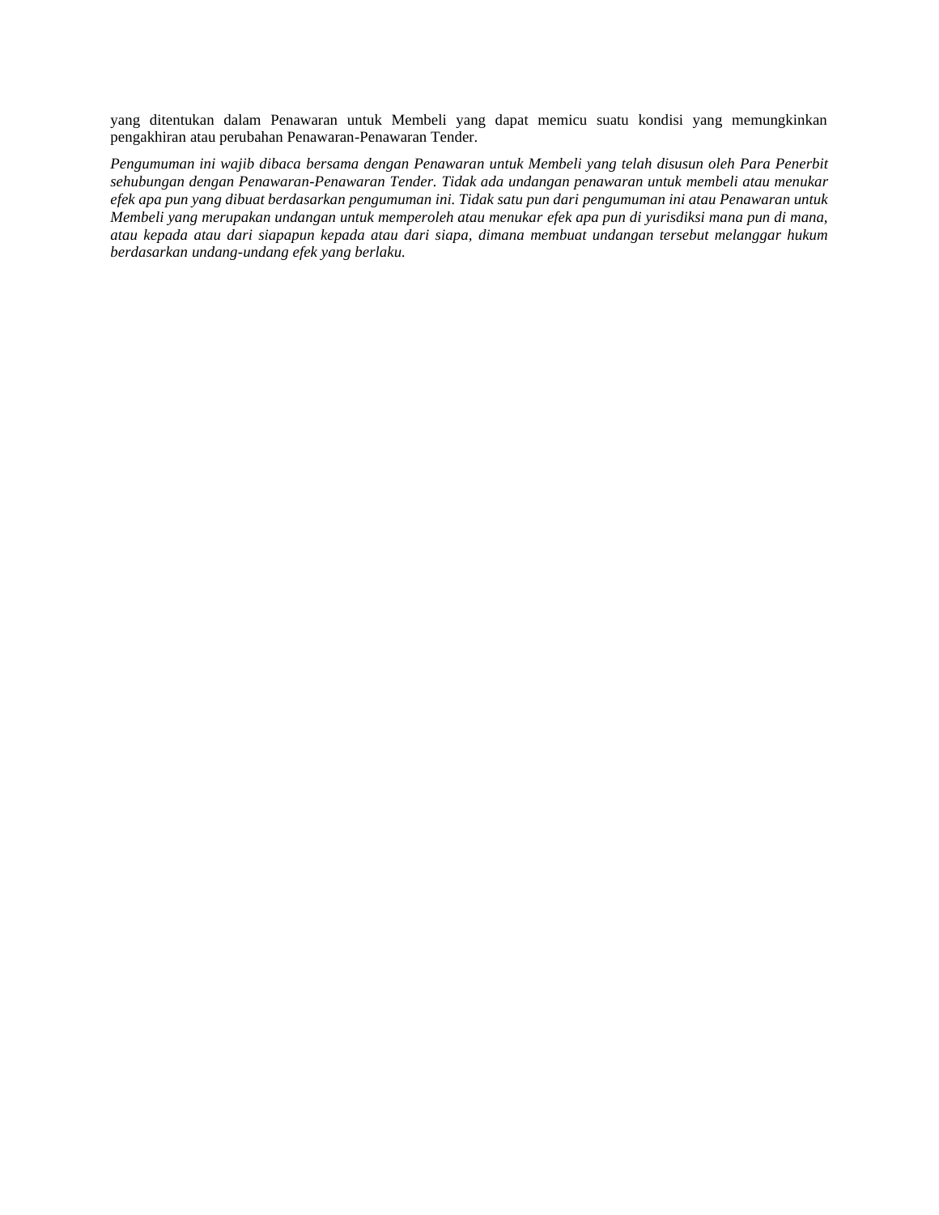yang ditentukan dalam Penawaran untuk Membeli yang dapat memicu suatu kondisi yang memungkinkan pengakhiran atau perubahan Penawaran-Penawaran Tender.

*Pengumuman ini wajib dibaca bersama dengan Penawaran untuk Membeli yang telah disusun oleh Para Penerbit sehubungan dengan Penawaran-Penawaran Tender. Tidak ada undangan penawaran untuk membeli atau menukar efek apa pun yang dibuat berdasarkan pengumuman ini. Tidak satu pun dari pengumuman ini atau Penawaran untuk Membeli yang merupakan undangan untuk memperoleh atau menukar efek apa pun di yurisdiksi mana pun di mana, atau kepada atau dari siapapun kepada atau dari siapa, dimana membuat undangan tersebut melanggar hukum berdasarkan undang-undang efek yang berlaku.*